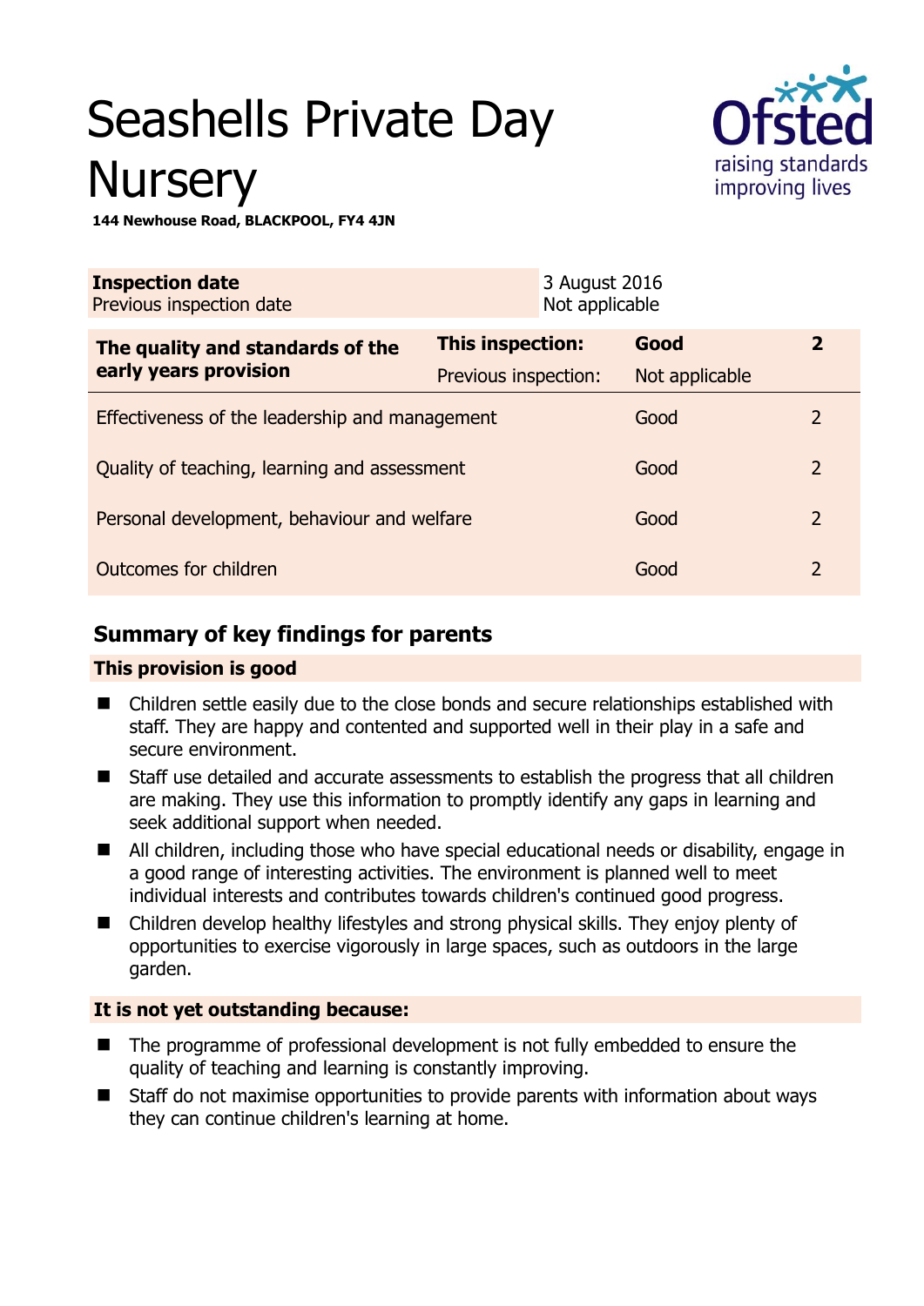# Seashells Private Day Nursery

**144 Newhouse Road, BLACKPOOL, FY4 4JN**

| **Inspection date** | 3 August 2016 |
|---|---|
| Previous inspection date | Not applicable |

| **The quality and standards of the early years provision** | **This inspection:** | **Good** | **2** |
|---|---|---|---|
| | Previous inspection: | Not applicable | |
| Effectiveness of the leadership and management | | Good | 2 |
| Quality of teaching, learning and assessment | | Good | 2 |
| Personal development, behaviour and welfare | | Good | 2 |
| Outcomes for children | | Good | 2 |

## Summary of key findings for parents

### This provision is good

- Children settle easily due to the close bonds and secure relationships established with staff. They are happy and contented and supported well in their play in a safe and secure environment.
- Staff use detailed and accurate assessments to establish the progress that all children are making. They use this information to promptly identify any gaps in learning and seek additional support when needed.
- All children, including those who have special educational needs or disability, engage in a good range of interesting activities. The environment is planned well to meet individual interests and contributes towards children's continued good progress.
- Children develop healthy lifestyles and strong physical skills. They enjoy plenty of opportunities to exercise vigorously in large spaces, such as outdoors in the large garden.

### It is not yet outstanding because:

- The programme of professional development is not fully embedded to ensure the quality of teaching and learning is constantly improving.
- Staff do not maximise opportunities to provide parents with information about ways they can continue children's learning at home.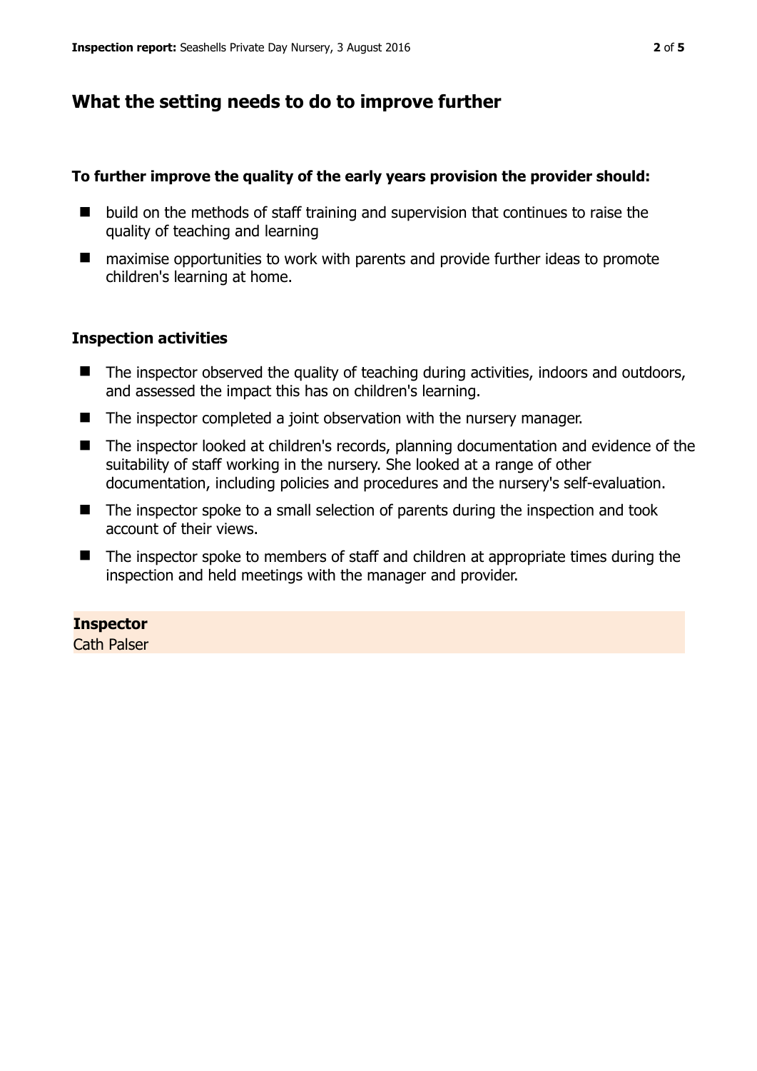## What the setting needs to do to improve further

**To further improve the quality of the early years provision the provider should:**

- build on the methods of staff training and supervision that continues to raise the quality of teaching and learning
- maximise opportunities to work with parents and provide further ideas to promote children's learning at home.

### Inspection activities

- The inspector observed the quality of teaching during activities, indoors and outdoors, and assessed the impact this has on children's learning.
- The inspector completed a joint observation with the nursery manager.
- The inspector looked at children's records, planning documentation and evidence of the suitability of staff working in the nursery. She looked at a range of other documentation, including policies and procedures and the nursery's self-evaluation.
- The inspector spoke to a small selection of parents during the inspection and took account of their views.
- The inspector spoke to members of staff and children at appropriate times during the inspection and held meetings with the manager and provider.

**Inspector**
Cath Palser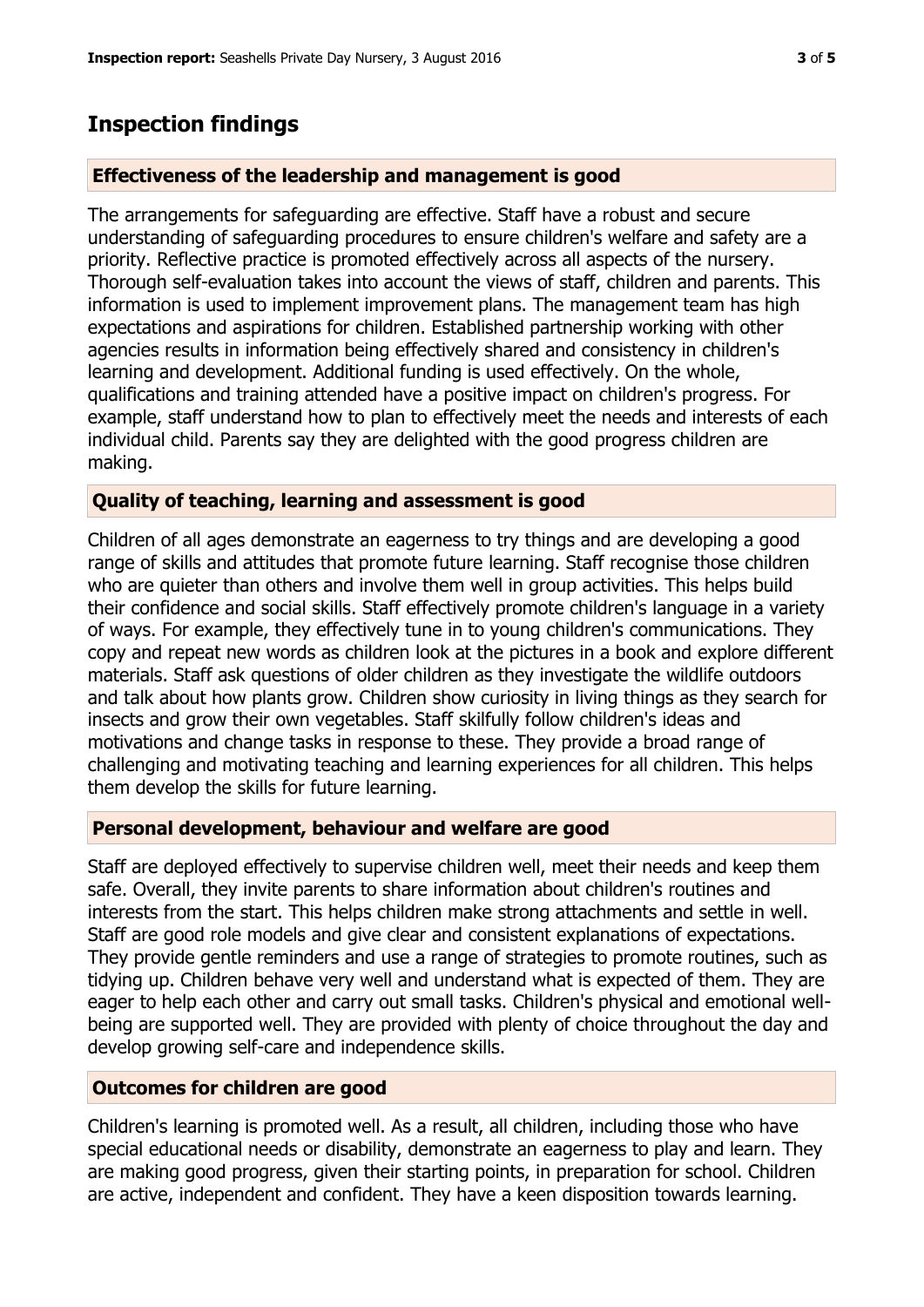## Inspection findings

### Effectiveness of the leadership and management is good

The arrangements for safeguarding are effective. Staff have a robust and secure understanding of safeguarding procedures to ensure children's welfare and safety are a priority. Reflective practice is promoted effectively across all aspects of the nursery. Thorough self-evaluation takes into account the views of staff, children and parents. This information is used to implement improvement plans. The management team has high expectations and aspirations for children. Established partnership working with other agencies results in information being effectively shared and consistency in children's learning and development. Additional funding is used effectively. On the whole, qualifications and training attended have a positive impact on children's progress. For example, staff understand how to plan to effectively meet the needs and interests of each individual child. Parents say they are delighted with the good progress children are making.

### Quality of teaching, learning and assessment is good

Children of all ages demonstrate an eagerness to try things and are developing a good range of skills and attitudes that promote future learning. Staff recognise those children who are quieter than others and involve them well in group activities. This helps build their confidence and social skills. Staff effectively promote children's language in a variety of ways. For example, they effectively tune in to young children's communications. They copy and repeat new words as children look at the pictures in a book and explore different materials. Staff ask questions of older children as they investigate the wildlife outdoors and talk about how plants grow. Children show curiosity in living things as they search for insects and grow their own vegetables. Staff skilfully follow children's ideas and motivations and change tasks in response to these. They provide a broad range of challenging and motivating teaching and learning experiences for all children. This helps them develop the skills for future learning.

### Personal development, behaviour and welfare are good

Staff are deployed effectively to supervise children well, meet their needs and keep them safe. Overall, they invite parents to share information about children's routines and interests from the start. This helps children make strong attachments and settle in well. Staff are good role models and give clear and consistent explanations of expectations. They provide gentle reminders and use a range of strategies to promote routines, such as tidying up. Children behave very well and understand what is expected of them. They are eager to help each other and carry out small tasks. Children's physical and emotional well-being are supported well. They are provided with plenty of choice throughout the day and develop growing self-care and independence skills.

### Outcomes for children are good

Children's learning is promoted well. As a result, all children, including those who have special educational needs or disability, demonstrate an eagerness to play and learn. They are making good progress, given their starting points, in preparation for school. Children are active, independent and confident. They have a keen disposition towards learning.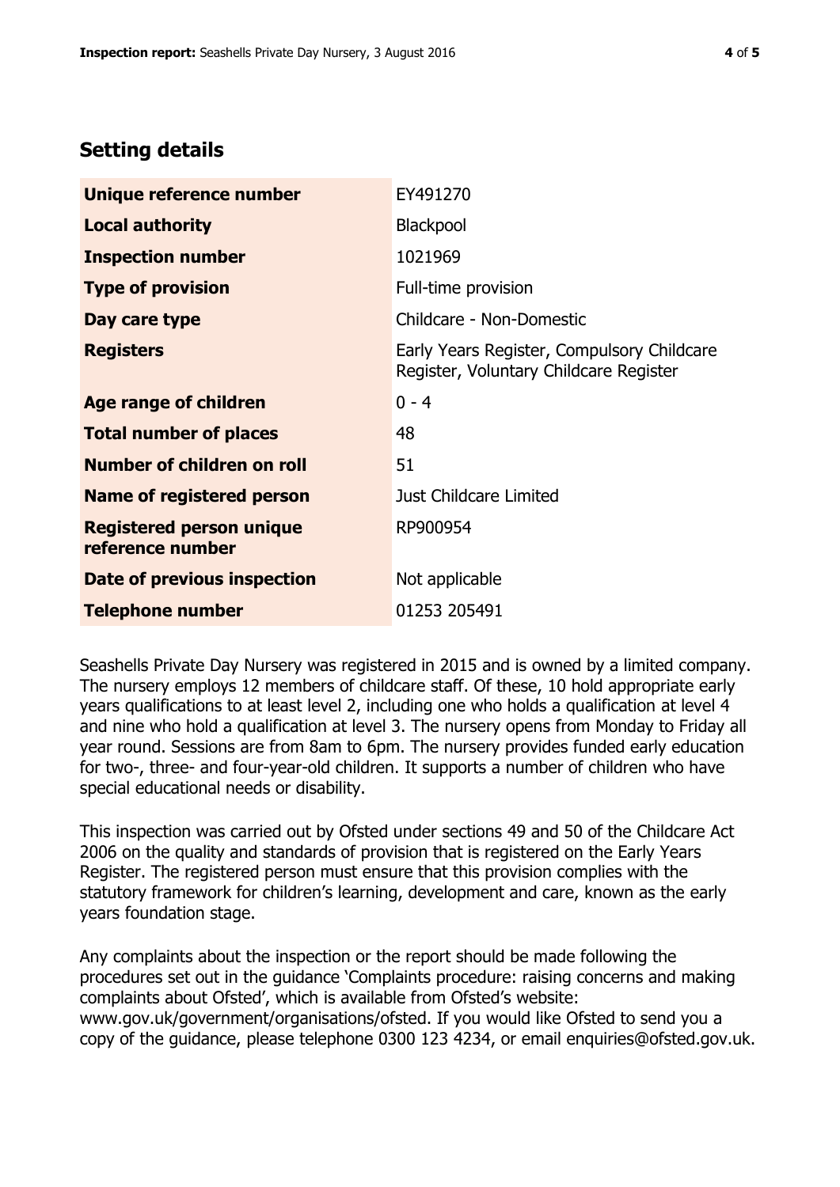## Setting details

| | |
|---|---|
| **Unique reference number** | EY491270 |
| **Local authority** | Blackpool |
| **Inspection number** | 1021969 |
| **Type of provision** | Full-time provision |
| **Day care type** | Childcare - Non-Domestic |
| **Registers** | Early Years Register, Compulsory Childcare Register, Voluntary Childcare Register |
| **Age range of children** | 0 - 4 |
| **Total number of places** | 48 |
| **Number of children on roll** | 51 |
| **Name of registered person** | Just Childcare Limited |
| **Registered person unique reference number** | RP900954 |
| **Date of previous inspection** | Not applicable |
| **Telephone number** | 01253 205491 |

Seashells Private Day Nursery was registered in 2015 and is owned by a limited company. The nursery employs 12 members of childcare staff. Of these, 10 hold appropriate early years qualifications to at least level 2, including one who holds a qualification at level 4 and nine who hold a qualification at level 3. The nursery opens from Monday to Friday all year round. Sessions are from 8am to 6pm. The nursery provides funded early education for two-, three- and four-year-old children. It supports a number of children who have special educational needs or disability.

This inspection was carried out by Ofsted under sections 49 and 50 of the Childcare Act 2006 on the quality and standards of provision that is registered on the Early Years Register. The registered person must ensure that this provision complies with the statutory framework for children's learning, development and care, known as the early years foundation stage.

Any complaints about the inspection or the report should be made following the procedures set out in the guidance 'Complaints procedure: raising concerns and making complaints about Ofsted', which is available from Ofsted's website: www.gov.uk/government/organisations/ofsted. If you would like Ofsted to send you a copy of the guidance, please telephone 0300 123 4234, or email enquiries@ofsted.gov.uk.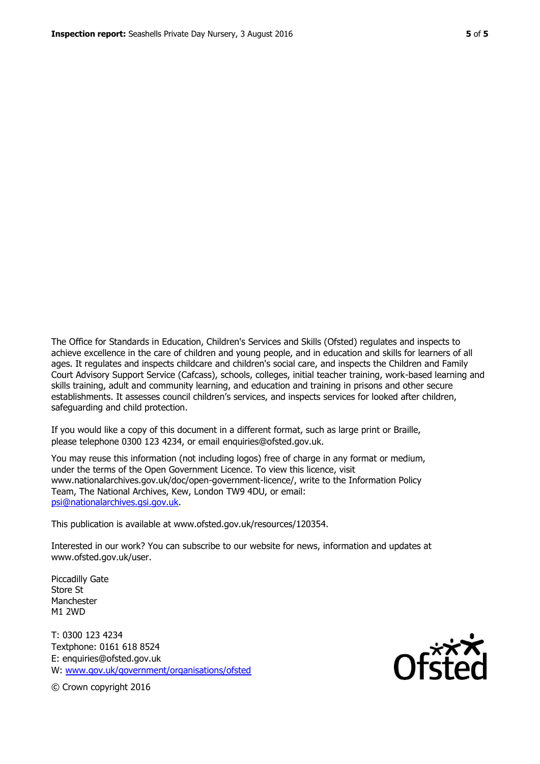The Office for Standards in Education, Children's Services and Skills (Ofsted) regulates and inspects to achieve excellence in the care of children and young people, and in education and skills for learners of all ages. It regulates and inspects childcare and children's social care, and inspects the Children and Family Court Advisory Support Service (Cafcass), schools, colleges, initial teacher training, work-based learning and skills training, adult and community learning, and education and training in prisons and other secure establishments. It assesses council children's services, and inspects services for looked after children, safeguarding and child protection.

If you would like a copy of this document in a different format, such as large print or Braille, please telephone 0300 123 4234, or email enquiries@ofsted.gov.uk.

You may reuse this information (not including logos) free of charge in any format or medium, under the terms of the Open Government Licence. To view this licence, visit www.nationalarchives.gov.uk/doc/open-government-licence/, write to the Information Policy Team, The National Archives, Kew, London TW9 4DU, or email: psi@nationalarchives.gsi.gov.uk.

This publication is available at www.ofsted.gov.uk/resources/120354.

Interested in our work? You can subscribe to our website for news, information and updates at www.ofsted.gov.uk/user.

Piccadilly Gate
Store St
Manchester
M1 2WD

T: 0300 123 4234
Textphone: 0161 618 8524
E: enquiries@ofsted.gov.uk
W: www.gov.uk/government/organisations/ofsted

© Crown copyright 2016